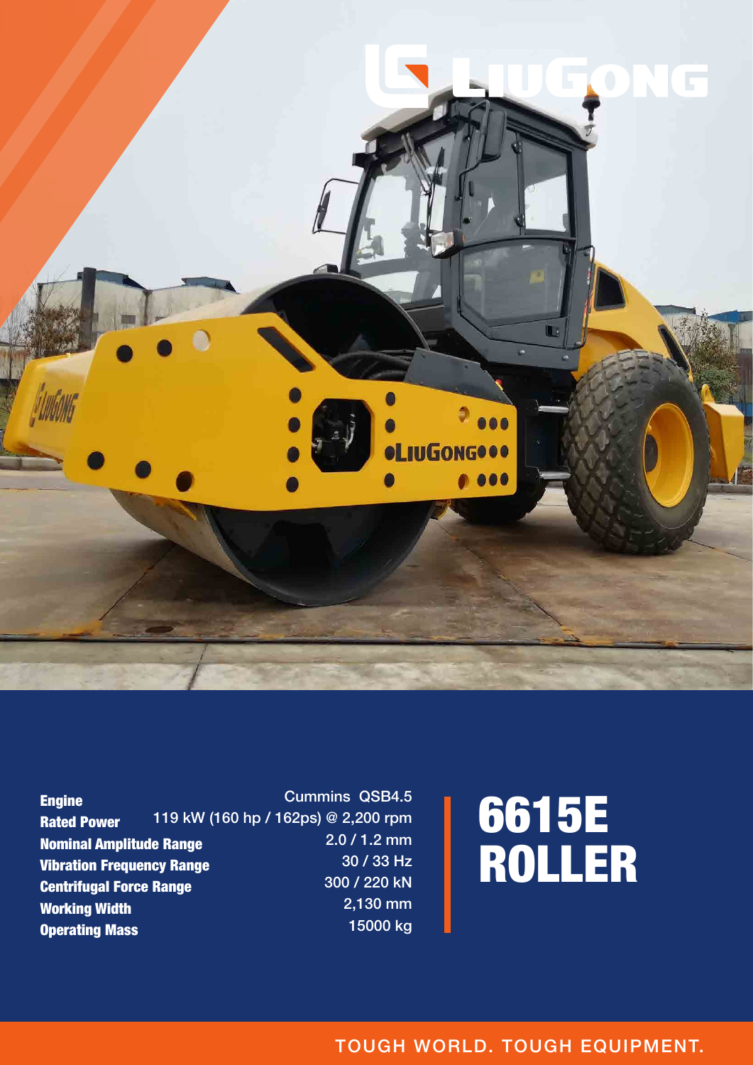# 6615E ROLLER

| | |
|---|---|
| **Engine** | Cummins QSB4.5 |
| **Rated Power** | 119 kW (160 hp / 162ps) @ 2,200 rpm |
| **Nominal Amplitude Range** | 2.0 / 1.2 mm |
| **Vibration Frequency Range** | 30 / 33 Hz |
| **Centrifugal Force Range** | 300 / 220 kN |
| **Working Width** | 2,130 mm |
| **Operating Mass** | 15000 kg |

TOUGH WORLD. TOUGH EQUIPMENT.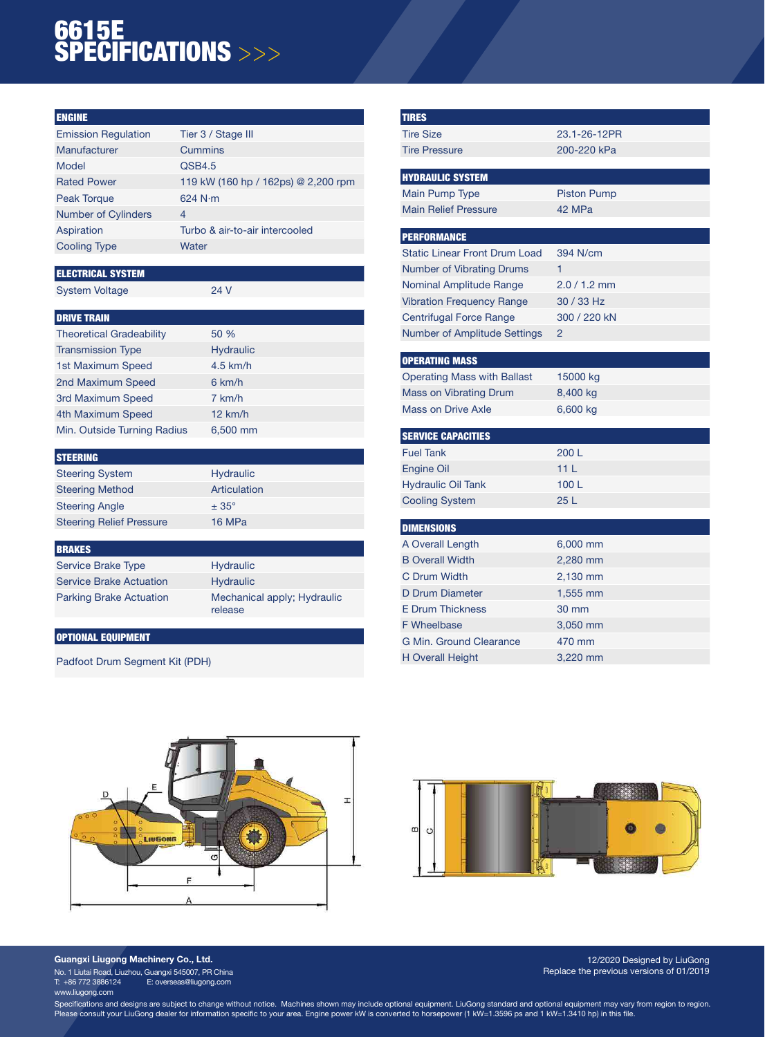# 6615E SPECIFICATIONS >>>

## ENGINE

| | |
|---|---|
| Emission Regulation | Tier 3 / Stage III |
| Manufacturer | Cummins |
| Model | QSB4.5 |
| Rated Power | 119 kW (160 hp / 162ps) @ 2,200 rpm |
| Peak Torque | 624 N·m |
| Number of Cylinders | 4 |
| Aspiration | Turbo & air-to-air intercooled |
| Cooling Type | Water |

## ELECTRICAL SYSTEM

| | |
|---|---|
| System Voltage | 24 V |

## DRIVE TRAIN

| | |
|---|---|
| Theoretical Gradeability | 50 % |
| Transmission Type | Hydraulic |
| 1st Maximum Speed | 4.5 km/h |
| 2nd Maximum Speed | 6 km/h |
| 3rd Maximum Speed | 7 km/h |
| 4th Maximum Speed | 12 km/h |
| Min. Outside Turning Radius | 6,500 mm |

## STEERING

| | |
|---|---|
| Steering System | Hydraulic |
| Steering Method | Articulation |
| Steering Angle | ± 35° |
| Steering Relief Pressure | 16 MPa |

## BRAKES

| | |
|---|---|
| Service Brake Type | Hydraulic |
| Service Brake Actuation | Hydraulic |
| Parking Brake Actuation | Mechanical apply; Hydraulic release |

## OPTIONAL EQUIPMENT

Padfoot Drum Segment Kit (PDH)

## TIRES

| | |
|---|---|
| Tire Size | 23.1-26-12PR |
| Tire Pressure | 200-220 kPa |

## HYDRAULIC SYSTEM

| | |
|---|---|
| Main Pump Type | Piston Pump |
| Main Relief Pressure | 42 MPa |

## PERFORMANCE

| | |
|---|---|
| Static Linear Front Drum Load | 394 N/cm |
| Number of Vibrating Drums | 1 |
| Nominal Amplitude Range | 2.0 / 1.2 mm |
| Vibration Frequency Range | 30 / 33 Hz |
| Centrifugal Force Range | 300 / 220 kN |
| Number of Amplitude Settings | 2 |

## OPERATING MASS

| | |
|---|---|
| Operating Mass with Ballast | 15000 kg |
| Mass on Vibrating Drum | 8,400 kg |
| Mass on Drive Axle | 6,600 kg |

## SERVICE CAPACITIES

| | |
|---|---|
| Fuel Tank | 200 L |
| Engine Oil | 11 L |
| Hydraulic Oil Tank | 100 L |
| Cooling System | 25 L |

## DIMENSIONS

| | |
|---|---|
| A Overall Length | 6,000 mm |
| B Overall Width | 2,280 mm |
| C Drum Width | 2,130 mm |
| D Drum Diameter | 1,555 mm |
| E Drum Thickness | 30 mm |
| F Wheelbase | 3,050 mm |
| G Min. Ground Clearance | 470 mm |
| H Overall Height | 3,220 mm |

D
E
H
G
F
A

B
C

**Guangxi Liugong Machinery Co., Ltd.**
No. 1 Liutai Road, Liuzhou, Guangxi 545007, PR China
T: +86 772 3886124 E: overseas@liugong.com
www.liugong.com

12/2020 Designed by LiuGong
Replace the previous versions of 01/2019

Specifications and designs are subject to change without notice. Machines shown may include optional equipment. LiuGong standard and optional equipment may vary from region to region. Please consult your LiuGong dealer for information specific to your area. Engine power kW is converted to horsepower (1 kW=1.3596 ps and 1 kW=1.3410 hp) in this file.